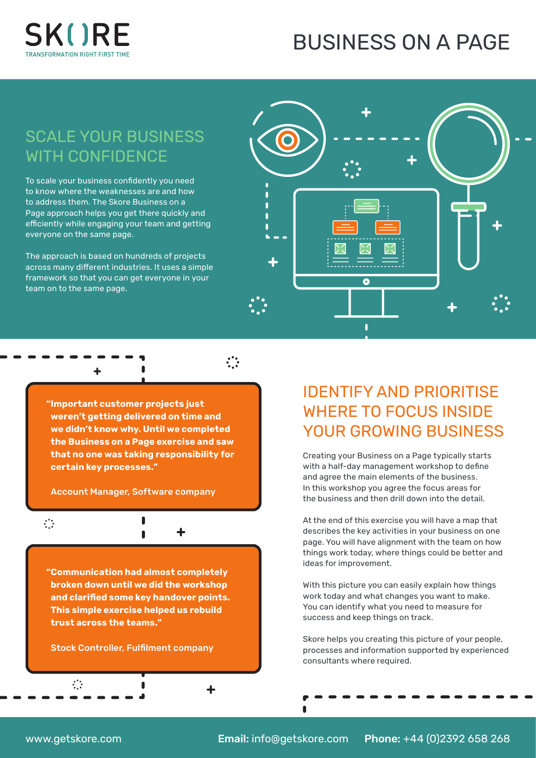SKORE
TRANSFORMATION RIGHT FIRST TIME

# BUSINESS ON A PAGE

## SCALE YOUR BUSINESS WITH CONFIDENCE

To scale your business confidently you need to know where the weaknesses are and how to address them. The Skore Business on a Page approach helps you get there quickly and efficiently while engaging your team and getting everyone on the same page.

The approach is based on hundreds of projects across many different industries. It uses a simple framework so that you can get everyone in your team on to the same page.

> **"Important customer projects just weren't getting delivered on time and we didn't know why. Until we completed the Business on a Page exercise and saw that no one was taking responsibility for certain key processes."**
>
> **Account Manager, Software company**

> **"Communication had almost completely broken down until we did the workshop and clarified some key handover points. This simple exercise helped us rebuild trust across the teams."**
>
> **Stock Controller, Fulfilment company**

## IDENTIFY AND PRIORITISE WHERE TO FOCUS INSIDE YOUR GROWING BUSINESS

Creating your Business on a Page typically starts with a half-day management workshop to define and agree the main elements of the business. In this workshop you agree the focus areas for the business and then drill down into the detail.

At the end of this exercise you will have a map that describes the key activities in your business on one page. You will have alignment with the team on how things work today, where things could be better and ideas for improvement.

With this picture you can easily explain how things work today and what changes you want to make. You can identify what you need to measure for success and keep things on track.

Skore helps you creating this picture of your people, processes and information supported by experienced consultants where required.

www.getskore.com **Email:** info@getskore.com **Phone:** +44 (0)2392 658 268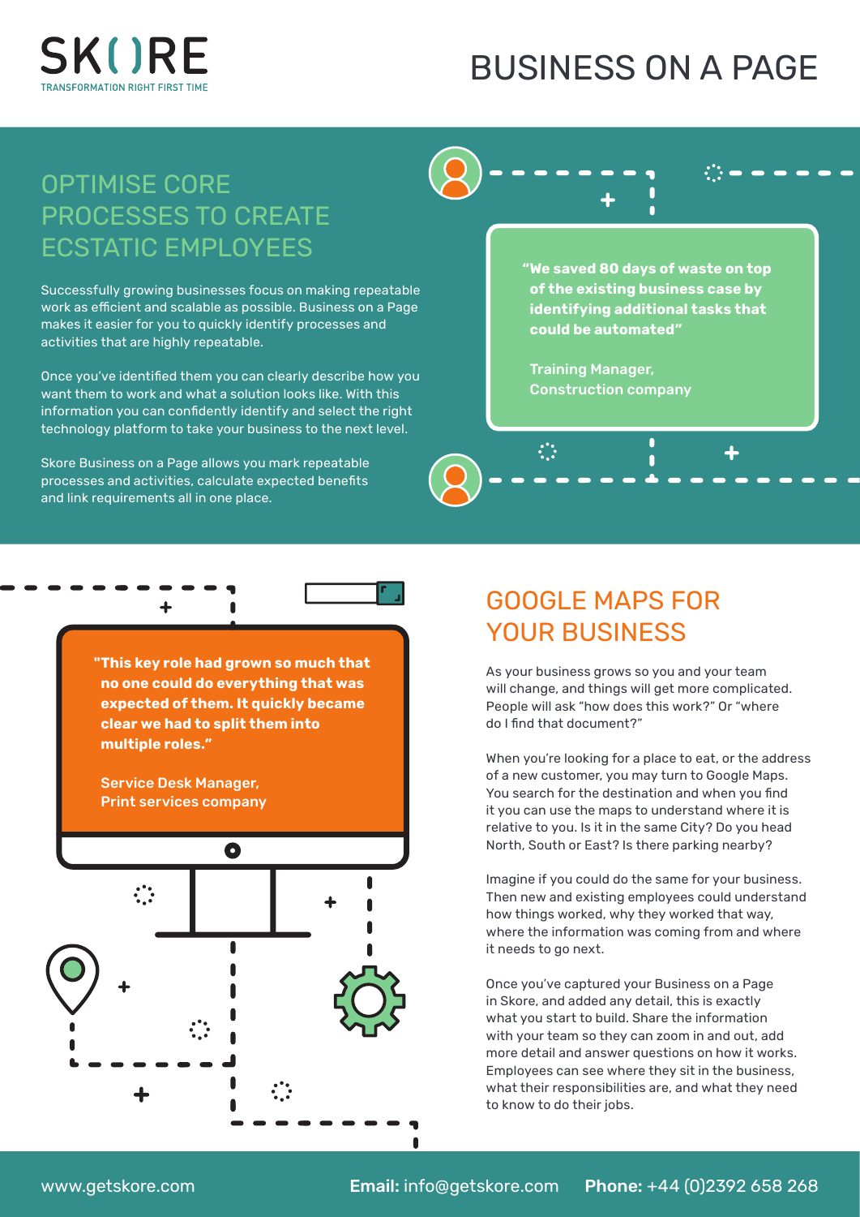SK()RE

TRANSFORMATION RIGHT FIRST TIME

# BUSINESS ON A PAGE

## OPTIMISE CORE PROCESSES TO CREATE ECSTATIC EMPLOYEES

Successfully growing businesses focus on making repeatable work as efficient and scalable as possible. Business on a Page makes it easier for you to quickly identify processes and activities that are highly repeatable.

Once you've identified them you can clearly describe how you want them to work and what a solution looks like. With this information you can confidently identify and select the right technology platform to take your business to the next level.

Skore Business on a Page allows you mark repeatable processes and activities, calculate expected benefits and link requirements all in one place.

**"We saved 80 days of waste on top of the existing business case by identifying additional tasks that could be automated"**

**Training Manager, Construction company**

**"This key role had grown so much that no one could do everything that was expected of them. It quickly became clear we had to split them into multiple roles."**

**Service Desk Manager, Print services company**

## GOOGLE MAPS FOR YOUR BUSINESS

As your business grows so you and your team will change, and things will get more complicated. People will ask "how does this work?" Or "where do I find that document?"

When you're looking for a place to eat, or the address of a new customer, you may turn to Google Maps. You search for the destination and when you find it you can use the maps to understand where it is relative to you. Is it in the same City? Do you head North, South or East? Is there parking nearby?

Imagine if you could do the same for your business. Then new and existing employees could understand how things worked, why they worked that way, where the information was coming from and where it needs to go next.

Once you've captured your Business on a Page in Skore, and added any detail, this is exactly what you start to build. Share the information with your team so they can zoom in and out, add more detail and answer questions on how it works. Employees can see where they sit in the business, what their responsibilities are, and what they need to know to do their jobs.

www.getskore.com **Email:** info@getskore.com **Phone:** +44 (0)2392 658 268